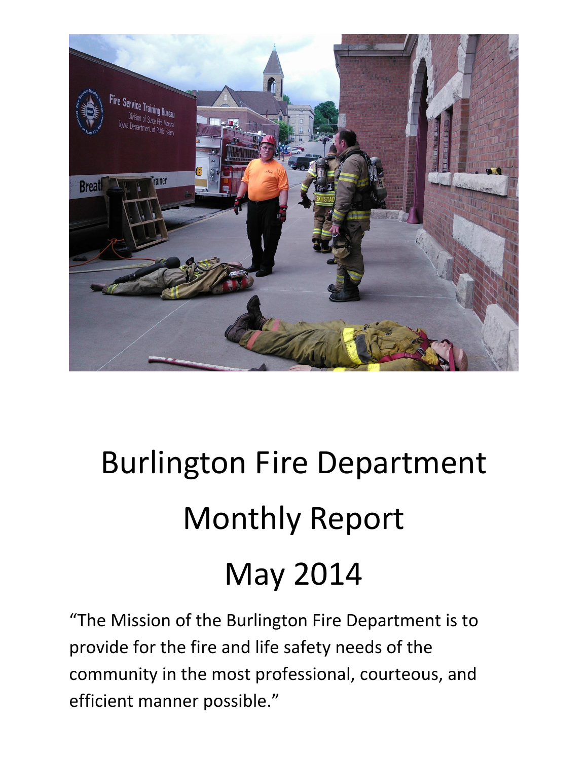# Burlington Fire Department

# Monthly Report

# May 2014

"The Mission of the Burlington Fire Department is to provide for the fire and life safety needs of the community in the most professional, courteous, and efficient manner possible."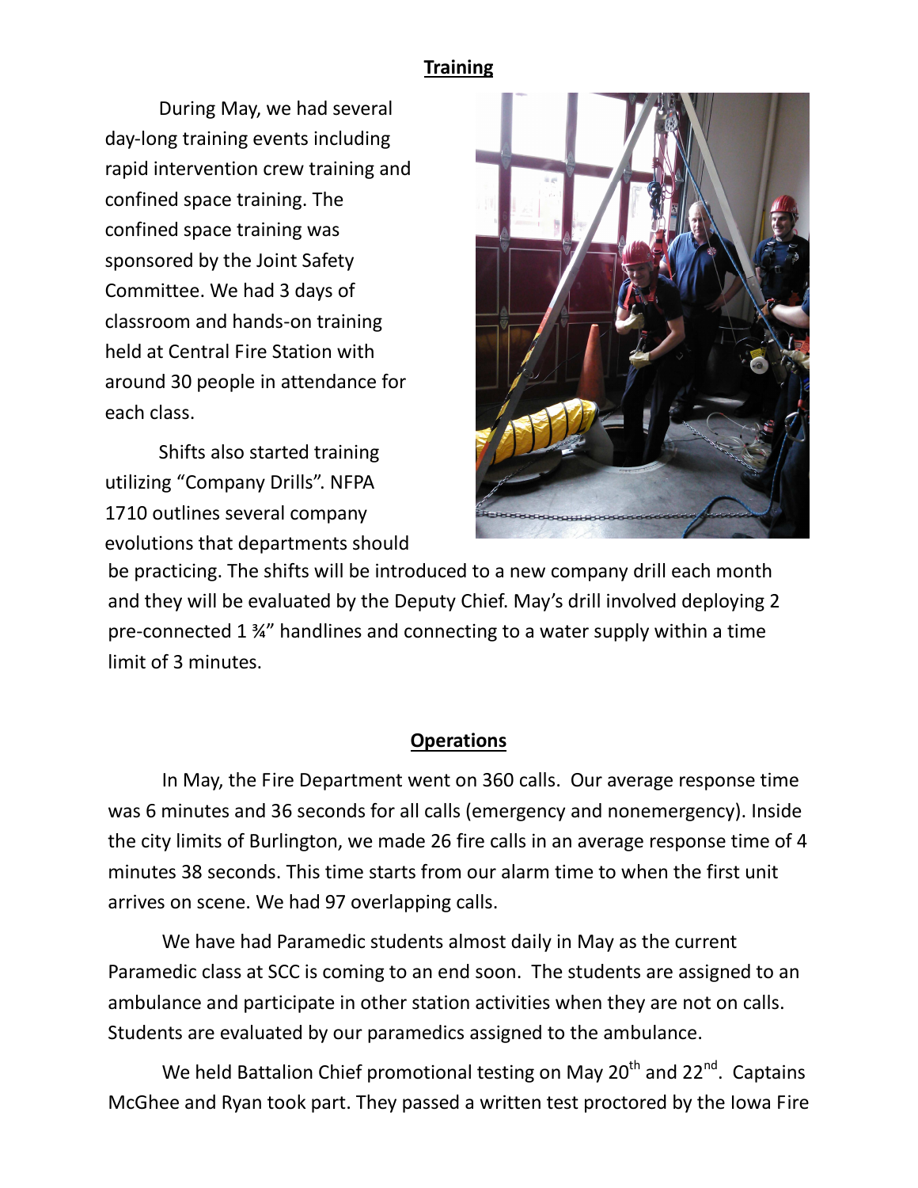## Training

During May, we had several day-long training events including rapid intervention crew training and confined space training. The confined space training was sponsored by the Joint Safety Committee. We had 3 days of classroom and hands-on training held at Central Fire Station with around 30 people in attendance for each class.

Shifts also started training utilizing "Company Drills". NFPA 1710 outlines several company evolutions that departments should be practicing. The shifts will be introduced to a new company drill each month and they will be evaluated by the Deputy Chief. May's drill involved deploying 2 pre-connected 1 ¾" handlines and connecting to a water supply within a time limit of 3 minutes.

## Operations

In May, the Fire Department went on 360 calls. Our average response time was 6 minutes and 36 seconds for all calls (emergency and nonemergency). Inside the city limits of Burlington, we made 26 fire calls in an average response time of 4 minutes 38 seconds. This time starts from our alarm time to when the first unit arrives on scene. We had 97 overlapping calls.

We have had Paramedic students almost daily in May as the current Paramedic class at SCC is coming to an end soon. The students are assigned to an ambulance and participate in other station activities when they are not on calls. Students are evaluated by our paramedics assigned to the ambulance.

We held Battalion Chief promotional testing on May 20th and 22nd. Captains McGhee and Ryan took part. They passed a written test proctored by the Iowa Fire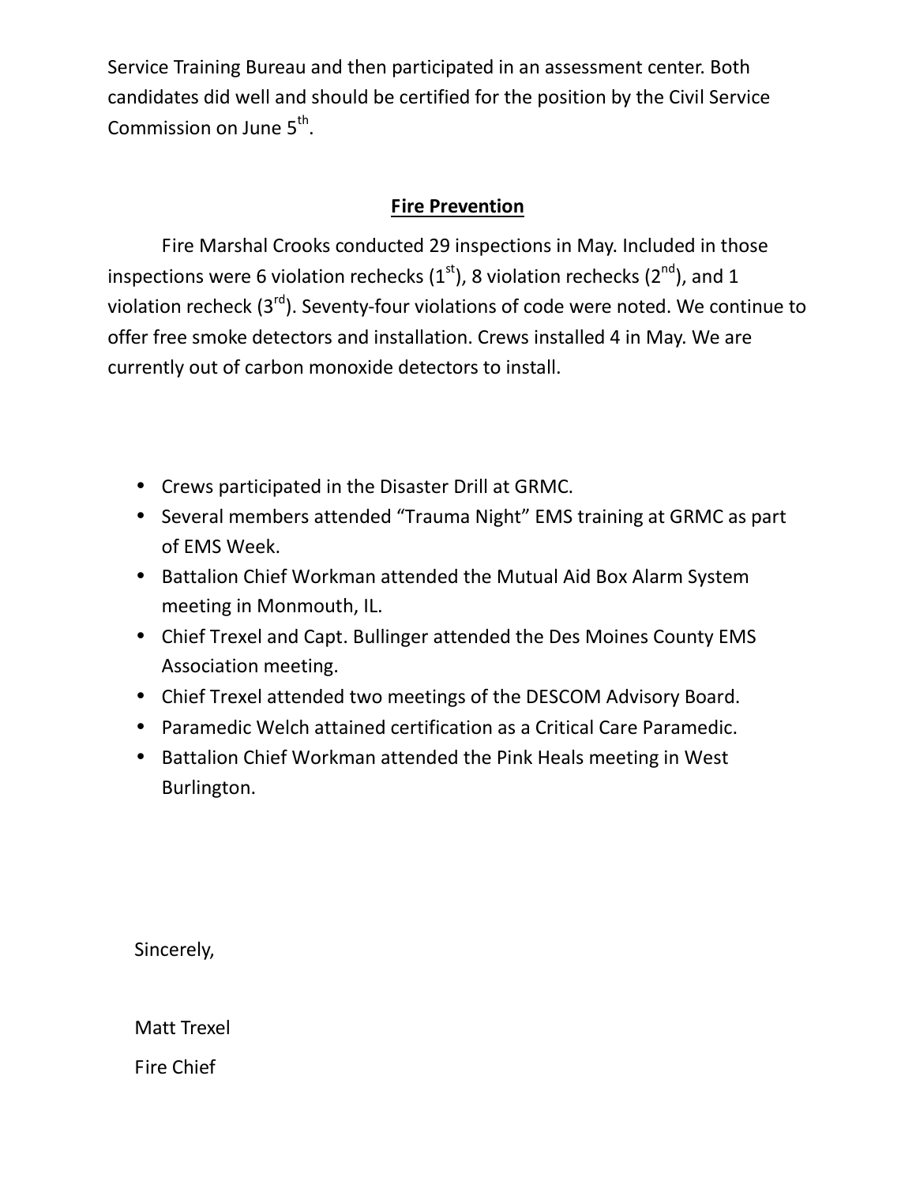Service Training Bureau and then participated in an assessment center. Both candidates did well and should be certified for the position by the Civil Service Commission on June 5th.

## Fire Prevention

Fire Marshal Crooks conducted 29 inspections in May. Included in those inspections were 6 violation rechecks (1st), 8 violation rechecks (2nd), and 1 violation recheck (3rd). Seventy-four violations of code were noted. We continue to offer free smoke detectors and installation. Crews installed 4 in May. We are currently out of carbon monoxide detectors to install.

- Crews participated in the Disaster Drill at GRMC.
- Several members attended "Trauma Night" EMS training at GRMC as part of EMS Week.
- Battalion Chief Workman attended the Mutual Aid Box Alarm System meeting in Monmouth, IL.
- Chief Trexel and Capt. Bullinger attended the Des Moines County EMS Association meeting.
- Chief Trexel attended two meetings of the DESCOM Advisory Board.
- Paramedic Welch attained certification as a Critical Care Paramedic.
- Battalion Chief Workman attended the Pink Heals meeting in West Burlington.

Sincerely,

Matt Trexel

Fire Chief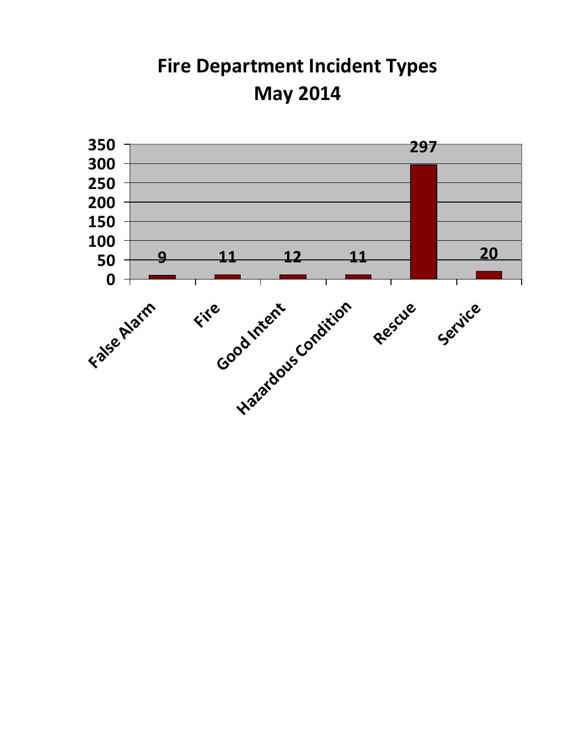# Fire Department Incident Types
## May 2014

| Incident Type | Count |
|---|---|
| False Alarm | 9 |
| Fire | 11 |
| Good Intent | 12 |
| Hazardous Condition | 11 |
| Rescue | 297 |
| Service | 20 |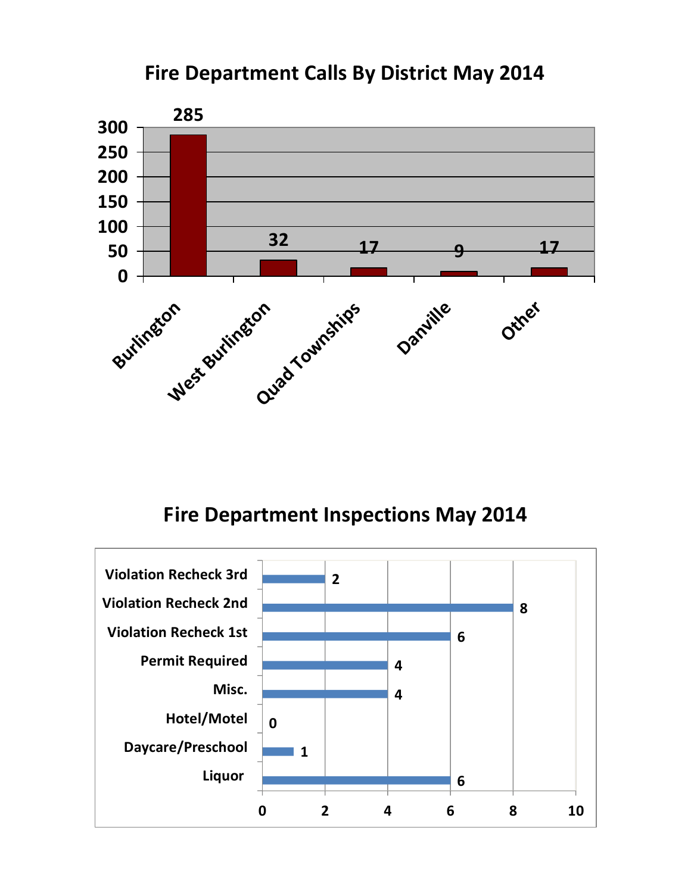## Fire Department Calls By District May 2014

| District | Calls |
|---|---|
| Burlington | 285 |
| West Burlington | 32 |
| Quad Townships | 17 |
| Danville | 9 |
| Other | 17 |

## Fire Department Inspections May 2014

| Inspection Type | Count |
|---|---|
| Violation Recheck 3rd | 2 |
| Violation Recheck 2nd | 8 |
| Violation Recheck 1st | 6 |
| Permit Required | 4 |
| Misc. | 4 |
| Hotel/Motel | 0 |
| Daycare/Preschool | 1 |
| Liquor | 6 |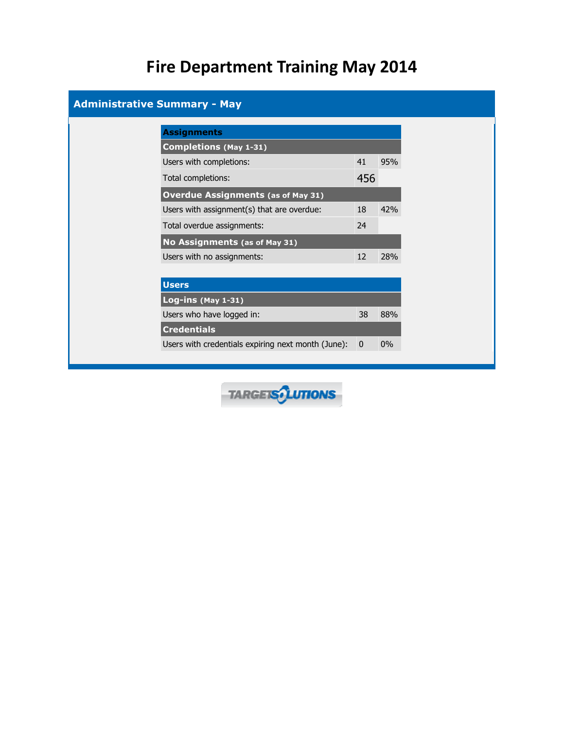# Fire Department Training May 2014

## Administrative Summary - May

| **Assignments** | | |
|---|---|---|
| **Completions (May 1-31)** | | |
| Users with completions: | 41 | 95% |
| Total completions: | 456 | |
| **Overdue Assignments (as of May 31)** | | |
| Users with assignment(s) that are overdue: | 18 | 42% |
| Total overdue assignments: | 24 | |
| **No Assignments (as of May 31)** | | |
| Users with no assignments: | 12 | 28% |

| **Users** | | |
|---|---|---|
| **Log-ins (May 1-31)** | | |
| Users who have logged in: | 38 | 88% |
| **Credentials** | | |
| Users with credentials expiring next month (June): | 0 | 0% |

TARGETSOLUTIONS